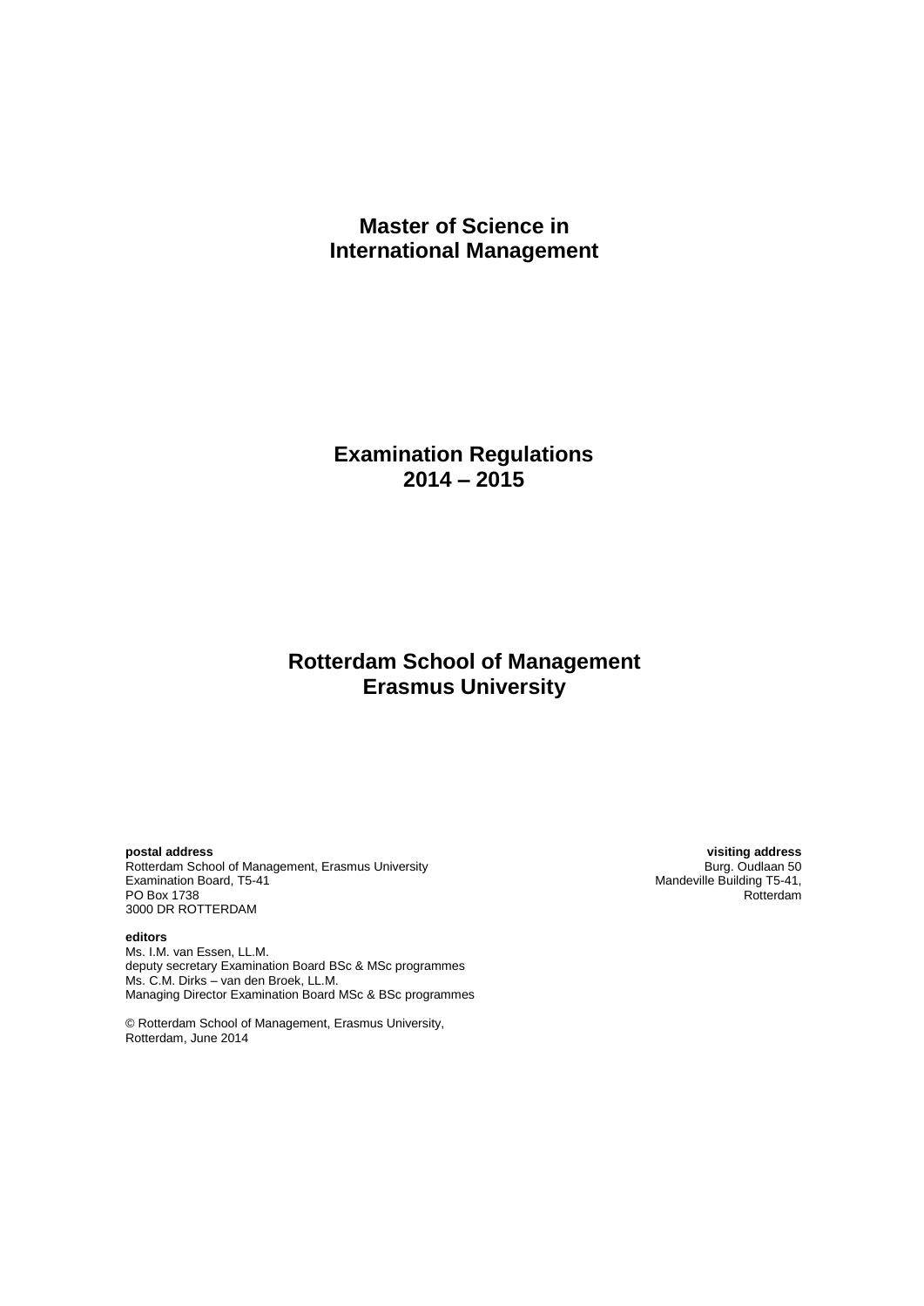# Master of Science in International Management

## Examination Regulations 2014 – 2015

## Rotterdam School of Management Erasmus University

**postal address**
Rotterdam School of Management, Erasmus University
Examination Board, T5-41
PO Box 1738
3000 DR ROTTERDAM

**visiting address**
Burg. Oudlaan 50
Mandeville Building T5-41,
Rotterdam

**editors**
Ms. I.M. van Essen, LL.M.
deputy secretary Examination Board BSc & MSc programmes
Ms. C.M. Dirks – van den Broek, LL.M.
Managing Director Examination Board MSc & BSc programmes

© Rotterdam School of Management, Erasmus University,
Rotterdam, June 2014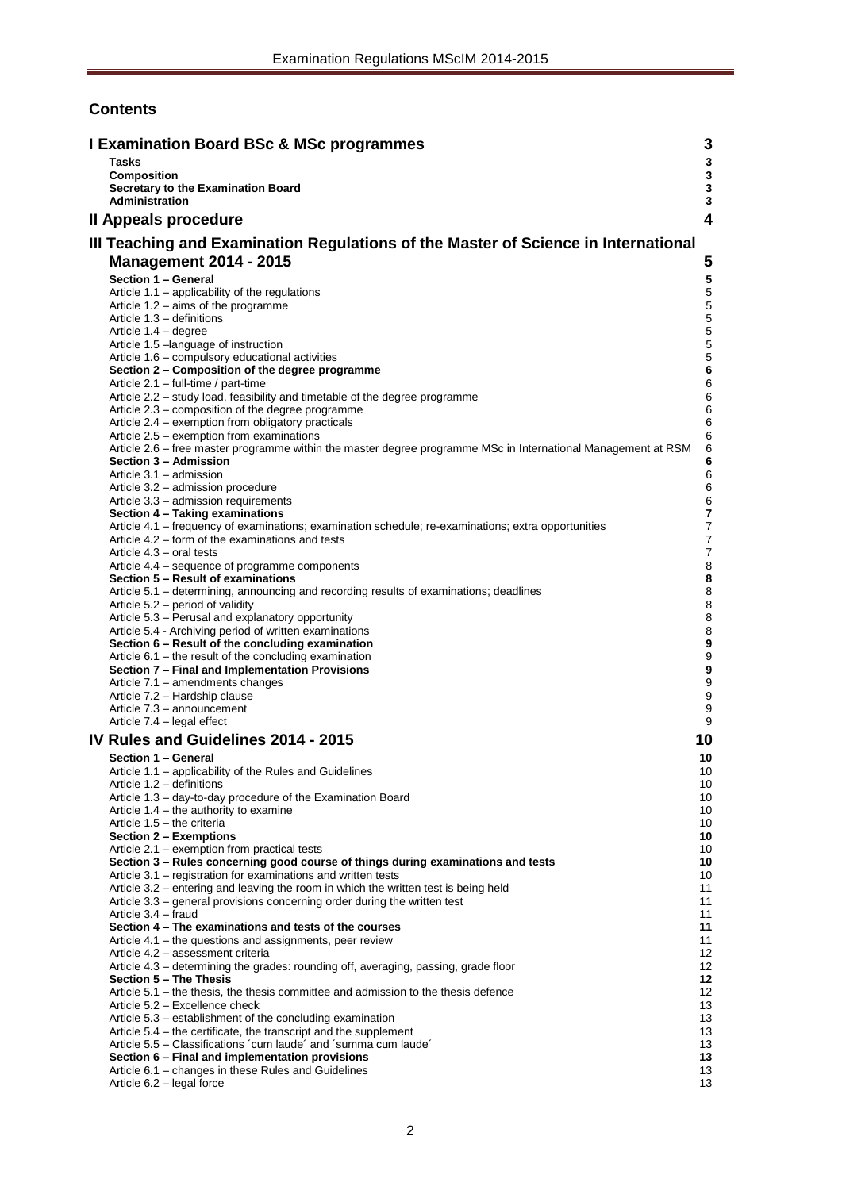## Contents

**I Examination Board BSc & MSc programmes** 3

- **Tasks** 3
- **Composition** 3
- **Secretary to the Examination Board** 3
- **Administration** 3

**II Appeals procedure** 4

**III Teaching and Examination Regulations of the Master of Science in International Management 2014 - 2015** 5

- **Section 1 – General** 5
  - Article 1.1 – applicability of the regulations 5
  - Article 1.2 – aims of the programme 5
  - Article 1.3 – definitions 5
  - Article 1.4 – degree 5
  - Article 1.5 –language of instruction 5
  - Article 1.6 – compulsory educational activities 5
- **Section 2 – Composition of the degree programme** 6
  - Article 2.1 – full-time / part-time 6
  - Article 2.2 – study load, feasibility and timetable of the degree programme 6
  - Article 2.3 – composition of the degree programme 6
  - Article 2.4 – exemption from obligatory practicals 6
  - Article 2.5 – exemption from examinations 6
  - Article 2.6 – free master programme within the master degree programme MSc in International Management at RSM 6
- **Section 3 – Admission** 6
  - Article 3.1 – admission 6
  - Article 3.2 – admission procedure 6
  - Article 3.3 – admission requirements 6
- **Section 4 – Taking examinations** 7
  - Article 4.1 – frequency of examinations; examination schedule; re-examinations; extra opportunities 7
  - Article 4.2 – form of the examinations and tests 7
  - Article 4.3 – oral tests 7
  - Article 4.4 – sequence of programme components 8
- **Section 5 – Result of examinations** 8
  - Article 5.1 – determining, announcing and recording results of examinations; deadlines 8
  - Article 5.2 – period of validity 8
  - Article 5.3 – Perusal and explanatory opportunity 8
  - Article 5.4 - Archiving period of written examinations 8
- **Section 6 – Result of the concluding examination** 9
  - Article 6.1 – the result of the concluding examination 9
- **Section 7 – Final and Implementation Provisions** 9
  - Article 7.1 – amendments changes 9
  - Article 7.2 – Hardship clause 9
  - Article 7.3 – announcement 9
  - Article 7.4 – legal effect 9

**IV Rules and Guidelines 2014 - 2015** 10

- **Section 1 – General** 10
  - Article 1.1 – applicability of the Rules and Guidelines 10
  - Article 1.2 – definitions 10
  - Article 1.3 – day-to-day procedure of the Examination Board 10
  - Article 1.4 – the authority to examine 10
  - Article 1.5 – the criteria 10
- **Section 2 – Exemptions** 10
  - Article 2.1 – exemption from practical tests 10
- **Section 3 – Rules concerning good course of things during examinations and tests** 10
  - Article 3.1 – registration for examinations and written tests 10
  - Article 3.2 – entering and leaving the room in which the written test is being held 11
  - Article 3.3 – general provisions concerning order during the written test 11
  - Article 3.4 – fraud 11
- **Section 4 – The examinations and tests of the courses** 11
  - Article 4.1 – the questions and assignments, peer review 11
  - Article 4.2 – assessment criteria 12
  - Article 4.3 – determining the grades: rounding off, averaging, passing, grade floor 12
- **Section 5 – The Thesis** 12
  - Article 5.1 – the thesis, the thesis committee and admission to the thesis defence 12
  - Article 5.2 – Excellence check 13
  - Article 5.3 – establishment of the concluding examination 13
  - Article 5.4 – the certificate, the transcript and the supplement 13
  - Article 5.5 – Classifications ´cum laude´ and ´summa cum laude´ 13
- **Section 6 – Final and implementation provisions** 13
  - Article 6.1 – changes in these Rules and Guidelines 13
  - Article 6.2 – legal force 13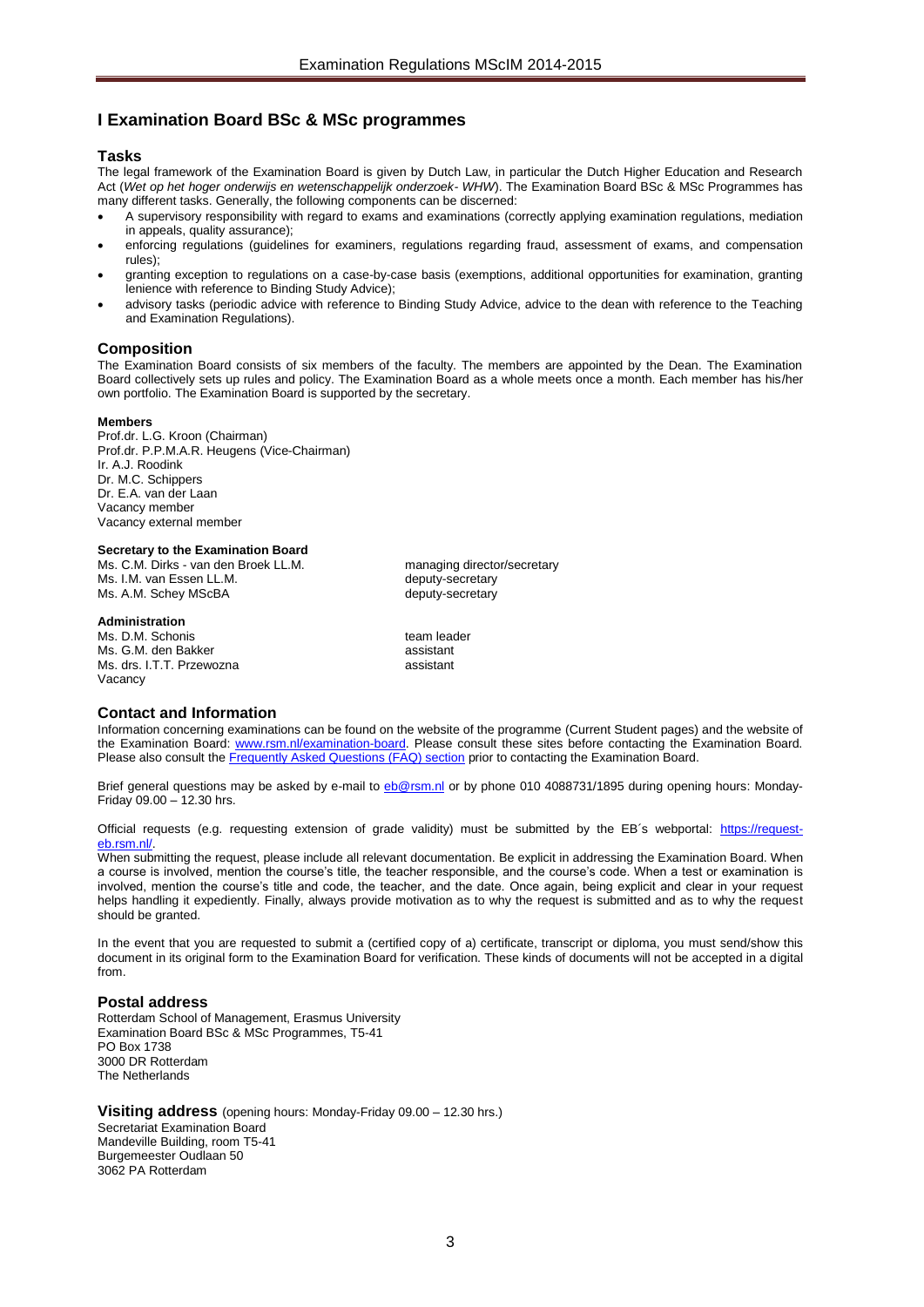# I Examination Board BSc & MSc programmes

## Tasks

The legal framework of the Examination Board is given by Dutch Law, in particular the Dutch Higher Education and Research Act (*Wet op het hoger onderwijs en wetenschappelijk onderzoek- WHW*). The Examination Board BSc & MSc Programmes has many different tasks. Generally, the following components can be discerned:

- A supervisory responsibility with regard to exams and examinations (correctly applying examination regulations, mediation in appeals, quality assurance);
- enforcing regulations (guidelines for examiners, regulations regarding fraud, assessment of exams, and compensation rules);
- granting exception to regulations on a case-by-case basis (exemptions, additional opportunities for examination, granting lenience with reference to Binding Study Advice);
- advisory tasks (periodic advice with reference to Binding Study Advice, advice to the dean with reference to the Teaching and Examination Regulations).

## Composition

The Examination Board consists of six members of the faculty. The members are appointed by the Dean. The Examination Board collectively sets up rules and policy. The Examination Board as a whole meets once a month. Each member has his/her own portfolio. The Examination Board is supported by the secretary.

**Members**

Prof.dr. L.G. Kroon (Chairman)
Prof.dr. P.P.M.A.R. Heugens (Vice-Chairman)
Ir. A.J. Roodink
Dr. M.C. Schippers
Dr. E.A. van der Laan
Vacancy member
Vacancy external member

**Secretary to the Examination Board**

| | |
|---|---|
| Ms. C.M. Dirks - van den Broek LL.M. | managing director/secretary |
| Ms. I.M. van Essen LL.M. | deputy-secretary |
| Ms. A.M. Schey MScBA | deputy-secretary |

**Administration**

| | |
|---|---|
| Ms. D.M. Schonis | team leader |
| Ms. G.M. den Bakker | assistant |
| Ms. drs. I.T.T. Przewozna | assistant |
| Vacancy | |

## Contact and Information

Information concerning examinations can be found on the website of the programme (Current Student pages) and the website of the Examination Board: www.rsm.nl/examination-board. Please consult these sites before contacting the Examination Board. Please also consult the Frequently Asked Questions (FAQ) section prior to contacting the Examination Board.

Brief general questions may be asked by e-mail to eb@rsm.nl or by phone 010 4088731/1895 during opening hours: Monday-Friday 09.00 – 12.30 hrs.

Official requests (e.g. requesting extension of grade validity) must be submitted by the EB´s webportal: https://request-eb.rsm.nl/.

When submitting the request, please include all relevant documentation. Be explicit in addressing the Examination Board. When a course is involved, mention the course's title, the teacher responsible, and the course's code. When a test or examination is involved, mention the course's title and code, the teacher, and the date. Once again, being explicit and clear in your request helps handling it expediently. Finally, always provide motivation as to why the request is submitted and as to why the request should be granted.

In the event that you are requested to submit a (certified copy of a) certificate, transcript or diploma, you must send/show this document in its original form to the Examination Board for verification. These kinds of documents will not be accepted in a digital from.

## Postal address

Rotterdam School of Management, Erasmus University
Examination Board BSc & MSc Programmes, T5-41
PO Box 1738
3000 DR Rotterdam
The Netherlands

## Visiting address (opening hours: Monday-Friday 09.00 – 12.30 hrs.)

Secretariat Examination Board
Mandeville Building, room T5-41
Burgemeester Oudlaan 50
3062 PA Rotterdam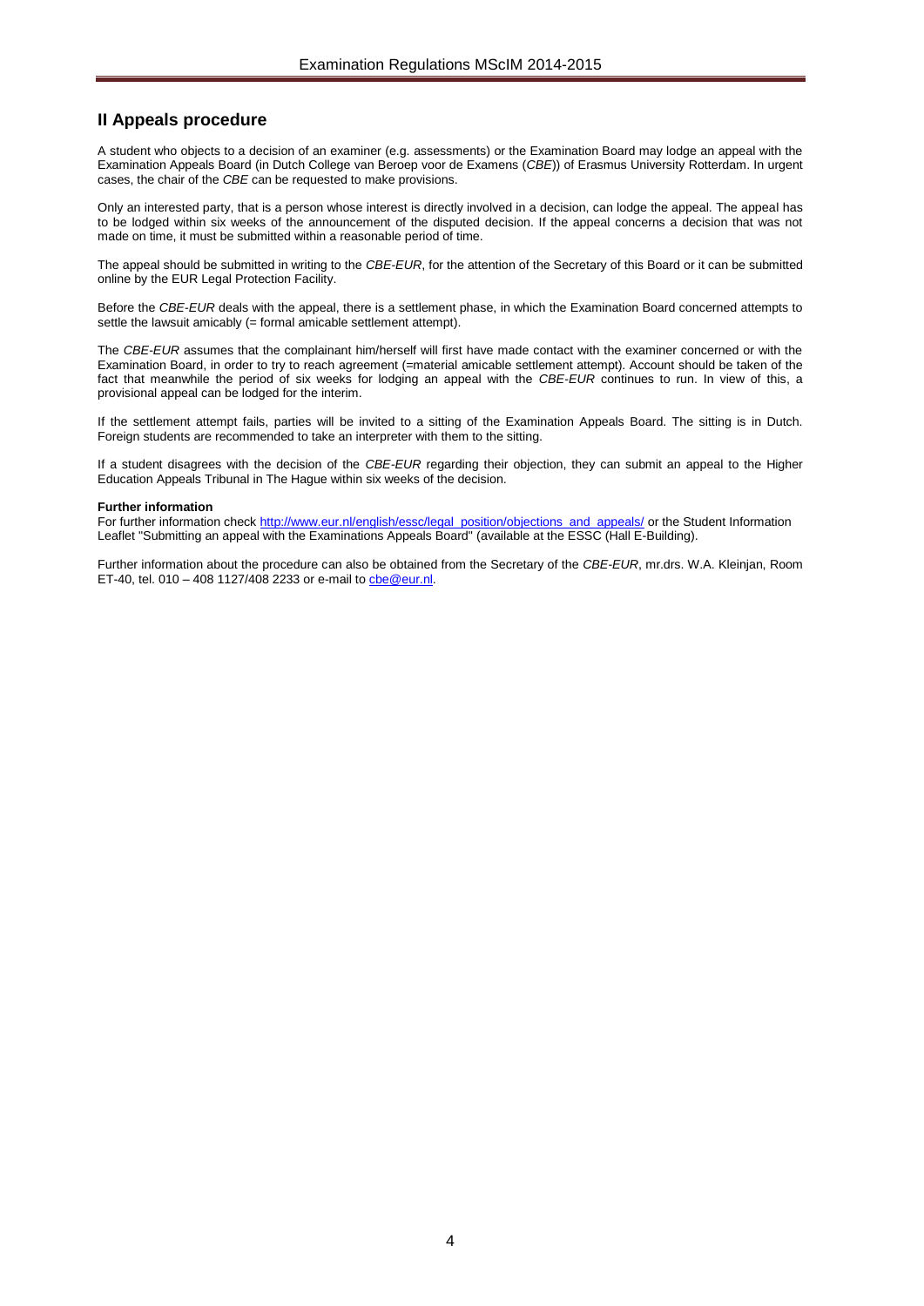## II Appeals procedure

A student who objects to a decision of an examiner (e.g. assessments) or the Examination Board may lodge an appeal with the Examination Appeals Board (in Dutch College van Beroep voor de Examens (*CBE*)) of Erasmus University Rotterdam. In urgent cases, the chair of the *CBE* can be requested to make provisions.

Only an interested party, that is a person whose interest is directly involved in a decision, can lodge the appeal. The appeal has to be lodged within six weeks of the announcement of the disputed decision. If the appeal concerns a decision that was not made on time, it must be submitted within a reasonable period of time.

The appeal should be submitted in writing to the *CBE-EUR*, for the attention of the Secretary of this Board or it can be submitted online by the EUR Legal Protection Facility.

Before the *CBE-EUR* deals with the appeal, there is a settlement phase, in which the Examination Board concerned attempts to settle the lawsuit amicably (= formal amicable settlement attempt).

The *CBE-EUR* assumes that the complainant him/herself will first have made contact with the examiner concerned or with the Examination Board, in order to try to reach agreement (=material amicable settlement attempt). Account should be taken of the fact that meanwhile the period of six weeks for lodging an appeal with the *CBE-EUR* continues to run. In view of this, a provisional appeal can be lodged for the interim.

If the settlement attempt fails, parties will be invited to a sitting of the Examination Appeals Board. The sitting is in Dutch. Foreign students are recommended to take an interpreter with them to the sitting.

If a student disagrees with the decision of the *CBE-EUR* regarding their objection, they can submit an appeal to the Higher Education Appeals Tribunal in The Hague within six weeks of the decision.

**Further information**

For further information check http://www.eur.nl/english/essc/legal_position/objections_and_appeals/ or the Student Information Leaflet "Submitting an appeal with the Examinations Appeals Board" (available at the ESSC (Hall E-Building).

Further information about the procedure can also be obtained from the Secretary of the *CBE-EUR*, mr.drs. W.A. Kleinjan, Room ET-40, tel. 010 – 408 1127/408 2233 or e-mail to cbe@eur.nl.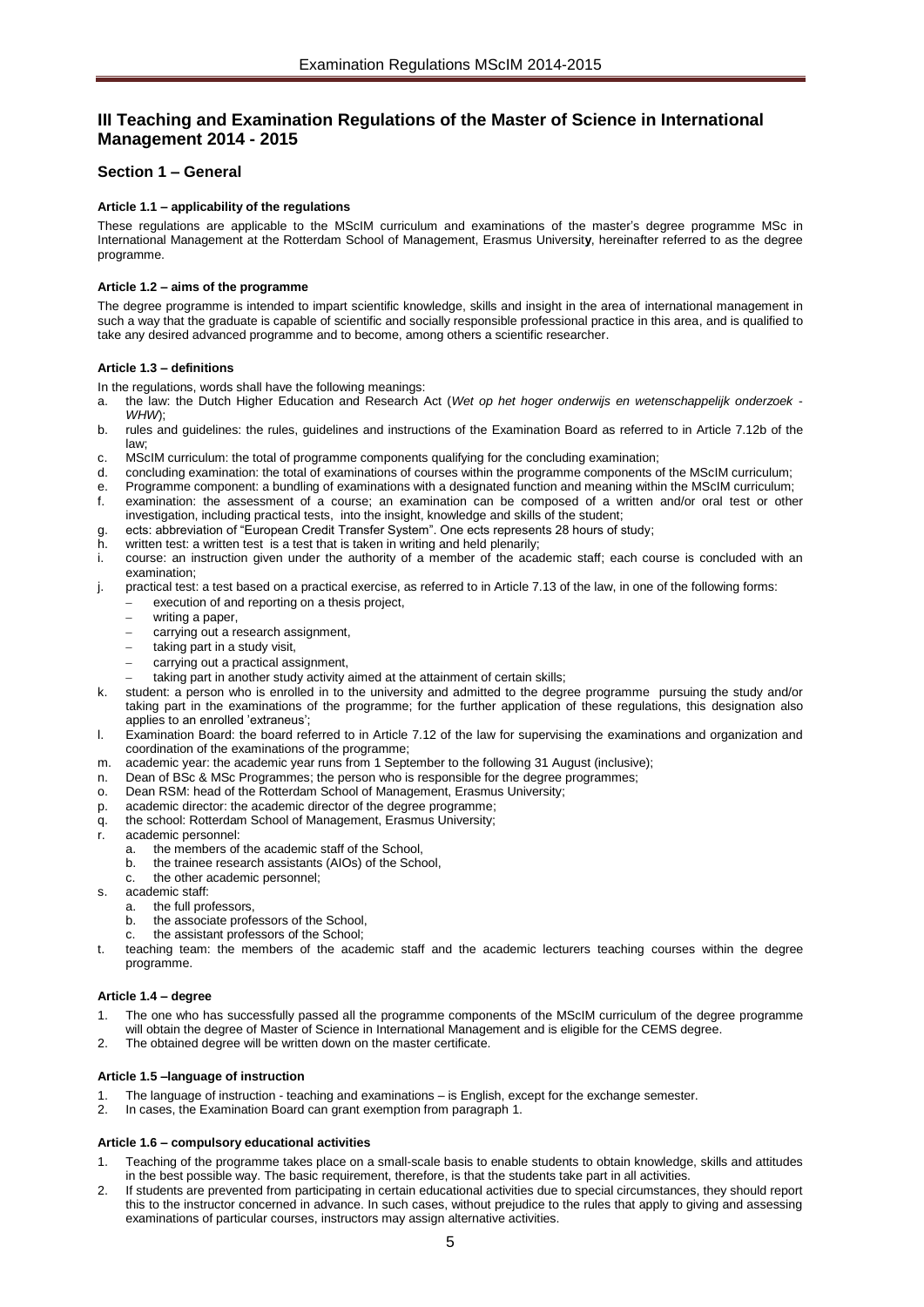## III Teaching and Examination Regulations of the Master of Science in International Management 2014 - 2015

### Section 1 – General

#### Article 1.1 – applicability of the regulations

These regulations are applicable to the MScIM curriculum and examinations of the master's degree programme MSc in International Management at the Rotterdam School of Management, Erasmus University, hereinafter referred to as the degree programme.

#### Article 1.2 – aims of the programme

The degree programme is intended to impart scientific knowledge, skills and insight in the area of international management in such a way that the graduate is capable of scientific and socially responsible professional practice in this area, and is qualified to take any desired advanced programme and to become, among others a scientific researcher.

#### Article 1.3 – definitions

In the regulations, words shall have the following meanings:

a. the law: the Dutch Higher Education and Research Act (*Wet op het hoger onderwijs en wetenschappelijk onderzoek - WHW*);
b. rules and guidelines: the rules, guidelines and instructions of the Examination Board as referred to in Article 7.12b of the law;
c. MScIM curriculum: the total of programme components qualifying for the concluding examination;
d. concluding examination: the total of examinations of courses within the programme components of the MScIM curriculum;
e. Programme component: a bundling of examinations with a designated function and meaning within the MScIM curriculum;
f. examination: the assessment of a course; an examination can be composed of a written and/or oral test or other investigation, including practical tests, into the insight, knowledge and skills of the student;
g. ects: abbreviation of "European Credit Transfer System". One ects represents 28 hours of study;
h. written test: a written test is a test that is taken in writing and held plenarily;
i. course: an instruction given under the authority of a member of the academic staff; each course is concluded with an examination;
j. practical test: a test based on a practical exercise, as referred to in Article 7.13 of the law, in one of the following forms:
   - execution of and reporting on a thesis project,
   - writing a paper,
   - carrying out a research assignment,
   - taking part in a study visit,
   - carrying out a practical assignment,
   - taking part in another study activity aimed at the attainment of certain skills;
k. student: a person who is enrolled in to the university and admitted to the degree programme pursuing the study and/or taking part in the examinations of the programme; for the further application of these regulations, this designation also applies to an enrolled 'extraneus';
l. Examination Board: the board referred to in Article 7.12 of the law for supervising the examinations and organization and coordination of the examinations of the programme;
m. academic year: the academic year runs from 1 September to the following 31 August (inclusive);
n. Dean of BSc & MSc Programmes; the person who is responsible for the degree programmes;
o. Dean RSM: head of the Rotterdam School of Management, Erasmus University;
p. academic director: the academic director of the degree programme;
q. the school: Rotterdam School of Management, Erasmus University;
r. academic personnel:
   a. the members of the academic staff of the School,
   b. the trainee research assistants (AIOs) of the School,
   c. the other academic personnel;
s. academic staff:
   a. the full professors,
   b. the associate professors of the School,
   c. the assistant professors of the School;
t. teaching team: the members of the academic staff and the academic lecturers teaching courses within the degree programme.

#### Article 1.4 – degree

1. The one who has successfully passed all the programme components of the MScIM curriculum of the degree programme will obtain the degree of Master of Science in International Management and is eligible for the CEMS degree.
2. The obtained degree will be written down on the master certificate.

#### Article 1.5 –language of instruction

1. The language of instruction - teaching and examinations – is English, except for the exchange semester.
2. In cases, the Examination Board can grant exemption from paragraph 1.

#### Article 1.6 – compulsory educational activities

1. Teaching of the programme takes place on a small-scale basis to enable students to obtain knowledge, skills and attitudes in the best possible way. The basic requirement, therefore, is that the students take part in all activities.
2. If students are prevented from participating in certain educational activities due to special circumstances, they should report this to the instructor concerned in advance. In such cases, without prejudice to the rules that apply to giving and assessing examinations of particular courses, instructors may assign alternative activities.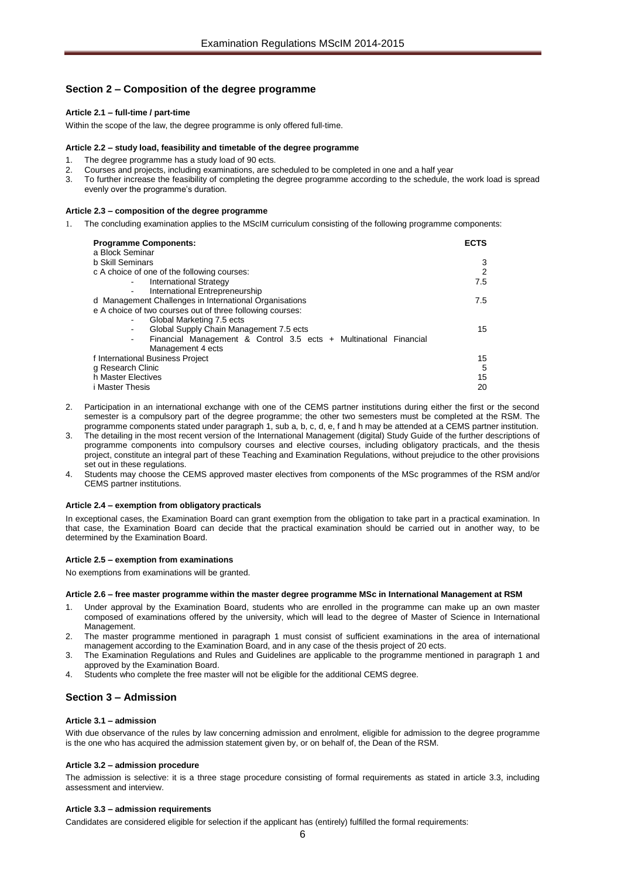## Section 2 – Composition of the degree programme

#### Article 2.1 – full-time / part-time

Within the scope of the law, the degree programme is only offered full-time.

#### Article 2.2 – study load, feasibility and timetable of the degree programme

1. The degree programme has a study load of 90 ects.
2. Courses and projects, including examinations, are scheduled to be completed in one and a half year
3. To further increase the feasibility of completing the degree programme according to the schedule, the work load is spread evenly over the programme's duration.

#### Article 2.3 – composition of the degree programme

1. The concluding examination applies to the MScIM curriculum consisting of the following programme components:

| Programme Components: | ECTS |
|---|---|
| a Block Seminar | |
| b Skill Seminars | 3 |
| c A choice of one of the following courses: | 2 |
| - International Strategy | 7.5 |
| - International Entrepreneurship | |
| d Management Challenges in International Organisations | 7.5 |
| e A choice of two courses out of three following courses: | |
| - Global Marketing 7.5 ects | |
| - Global Supply Chain Management 7.5 ects | 15 |
| - Financial Management & Control 3.5 ects + Multinational Financial Management 4 ects | |
| f International Business Project | 15 |
| g Research Clinic | 5 |
| h Master Electives | 15 |
| i Master Thesis | 20 |

2. Participation in an international exchange with one of the CEMS partner institutions during either the first or the second semester is a compulsory part of the degree programme; the other two semesters must be completed at the RSM. The programme components stated under paragraph 1, sub a, b, c, d, e, f and h may be attended at a CEMS partner institution.
3. The detailing in the most recent version of the International Management (digital) Study Guide of the further descriptions of programme components into compulsory courses and elective courses, including obligatory practicals, and the thesis project, constitute an integral part of these Teaching and Examination Regulations, without prejudice to the other provisions set out in these regulations.
4. Students may choose the CEMS approved master electives from components of the MSc programmes of the RSM and/or CEMS partner institutions.

#### Article 2.4 – exemption from obligatory practicals

In exceptional cases, the Examination Board can grant exemption from the obligation to take part in a practical examination. In that case, the Examination Board can decide that the practical examination should be carried out in another way, to be determined by the Examination Board.

#### Article 2.5 – exemption from examinations

No exemptions from examinations will be granted.

#### Article 2.6 – free master programme within the master degree programme MSc in International Management at RSM

1. Under approval by the Examination Board, students who are enrolled in the programme can make up an own master composed of examinations offered by the university, which will lead to the degree of Master of Science in International Management.
2. The master programme mentioned in paragraph 1 must consist of sufficient examinations in the area of international management according to the Examination Board, and in any case of the thesis project of 20 ects.
3. The Examination Regulations and Rules and Guidelines are applicable to the programme mentioned in paragraph 1 and approved by the Examination Board.
4. Students who complete the free master will not be eligible for the additional CEMS degree.

## Section 3 – Admission

#### Article 3.1 – admission

With due observance of the rules by law concerning admission and enrolment, eligible for admission to the degree programme is the one who has acquired the admission statement given by, or on behalf of, the Dean of the RSM.

#### Article 3.2 – admission procedure

The admission is selective: it is a three stage procedure consisting of formal requirements as stated in article 3.3, including assessment and interview.

#### Article 3.3 – admission requirements

Candidates are considered eligible for selection if the applicant has (entirely) fulfilled the formal requirements: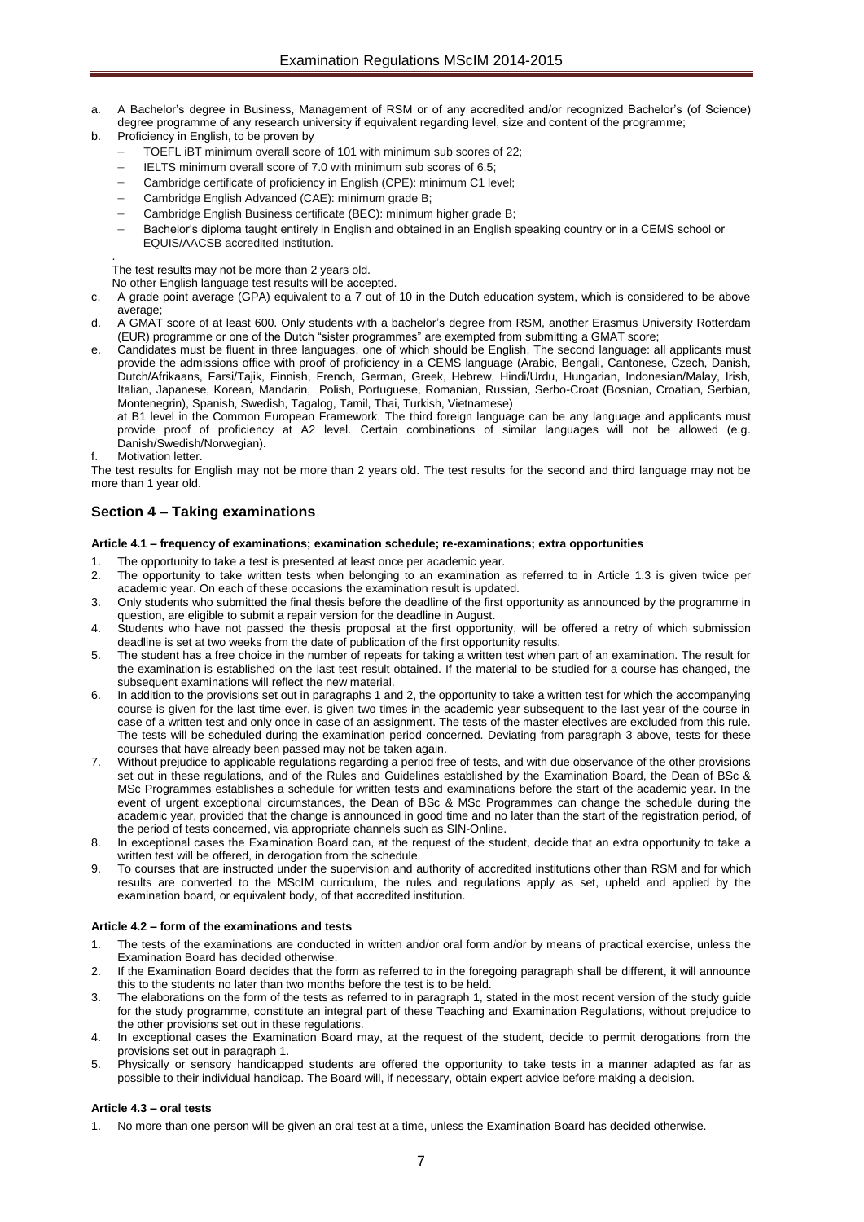a. A Bachelor's degree in Business, Management of RSM or of any accredited and/or recognized Bachelor's (of Science) degree programme of any research university if equivalent regarding level, size and content of the programme;
b. Proficiency in English, to be proven by
   - TOEFL iBT minimum overall score of 101 with minimum sub scores of 22;
   - IELTS minimum overall score of 7.0 with minimum sub scores of 6.5;
   - Cambridge certificate of proficiency in English (CPE): minimum C1 level;
   - Cambridge English Advanced (CAE): minimum grade B;
   - Cambridge English Business certificate (BEC): minimum higher grade B;
   - Bachelor's diploma taught entirely in English and obtained in an English speaking country or in a CEMS school or EQUIS/AACSB accredited institution.

   .
   The test results may not be more than 2 years old.
   No other English language test results will be accepted.
c. A grade point average (GPA) equivalent to a 7 out of 10 in the Dutch education system, which is considered to be above average;
d. A GMAT score of at least 600. Only students with a bachelor's degree from RSM, another Erasmus University Rotterdam (EUR) programme or one of the Dutch "sister programmes" are exempted from submitting a GMAT score;
e. Candidates must be fluent in three languages, one of which should be English. The second language: all applicants must provide the admissions office with proof of proficiency in a CEMS language (Arabic, Bengali, Cantonese, Czech, Danish, Dutch/Afrikaans, Farsi/Tajik, Finnish, French, German, Greek, Hebrew, Hindi/Urdu, Hungarian, Indonesian/Malay, Irish, Italian, Japanese, Korean, Mandarin, Polish, Portuguese, Romanian, Russian, Serbo-Croat (Bosnian, Croatian, Serbian, Montenegrin), Spanish, Swedish, Tagalog, Tamil, Thai, Turkish, Vietnamese)
   at B1 level in the Common European Framework. The third foreign language can be any language and applicants must provide proof of proficiency at A2 level. Certain combinations of similar languages will not be allowed (e.g. Danish/Swedish/Norwegian).
f. Motivation letter.

The test results for English may not be more than 2 years old. The test results for the second and third language may not be more than 1 year old.

## Section 4 – Taking examinations

#### Article 4.1 – frequency of examinations; examination schedule; re-examinations; extra opportunities

1. The opportunity to take a test is presented at least once per academic year.
2. The opportunity to take written tests when belonging to an examination as referred to in Article 1.3 is given twice per academic year. On each of these occasions the examination result is updated.
3. Only students who submitted the final thesis before the deadline of the first opportunity as announced by the programme in question, are eligible to submit a repair version for the deadline in August.
4. Students who have not passed the thesis proposal at the first opportunity, will be offered a retry of which submission deadline is set at two weeks from the date of publication of the first opportunity results.
5. The student has a free choice in the number of repeats for taking a written test when part of an examination. The result for the examination is established on the last test result obtained. If the material to be studied for a course has changed, the subsequent examinations will reflect the new material.
6. In addition to the provisions set out in paragraphs 1 and 2, the opportunity to take a written test for which the accompanying course is given for the last time ever, is given two times in the academic year subsequent to the last year of the course in case of a written test and only once in case of an assignment. The tests of the master electives are excluded from this rule. The tests will be scheduled during the examination period concerned. Deviating from paragraph 3 above, tests for these courses that have already been passed may not be taken again.
7. Without prejudice to applicable regulations regarding a period free of tests, and with due observance of the other provisions set out in these regulations, and of the Rules and Guidelines established by the Examination Board, the Dean of BSc & MSc Programmes establishes a schedule for written tests and examinations before the start of the academic year. In the event of urgent exceptional circumstances, the Dean of BSc & MSc Programmes can change the schedule during the academic year, provided that the change is announced in good time and no later than the start of the registration period, of the period of tests concerned, via appropriate channels such as SIN-Online.
8. In exceptional cases the Examination Board can, at the request of the student, decide that an extra opportunity to take a written test will be offered, in derogation from the schedule.
9. To courses that are instructed under the supervision and authority of accredited institutions other than RSM and for which results are converted to the MScIM curriculum, the rules and regulations apply as set, upheld and applied by the examination board, or equivalent body, of that accredited institution.

#### Article 4.2 – form of the examinations and tests

1. The tests of the examinations are conducted in written and/or oral form and/or by means of practical exercise, unless the Examination Board has decided otherwise.
2. If the Examination Board decides that the form as referred to in the foregoing paragraph shall be different, it will announce this to the students no later than two months before the test is to be held.
3. The elaborations on the form of the tests as referred to in paragraph 1, stated in the most recent version of the study guide for the study programme, constitute an integral part of these Teaching and Examination Regulations, without prejudice to the other provisions set out in these regulations.
4. In exceptional cases the Examination Board may, at the request of the student, decide to permit derogations from the provisions set out in paragraph 1.
5. Physically or sensory handicapped students are offered the opportunity to take tests in a manner adapted as far as possible to their individual handicap. The Board will, if necessary, obtain expert advice before making a decision.

#### Article 4.3 – oral tests

1. No more than one person will be given an oral test at a time, unless the Examination Board has decided otherwise.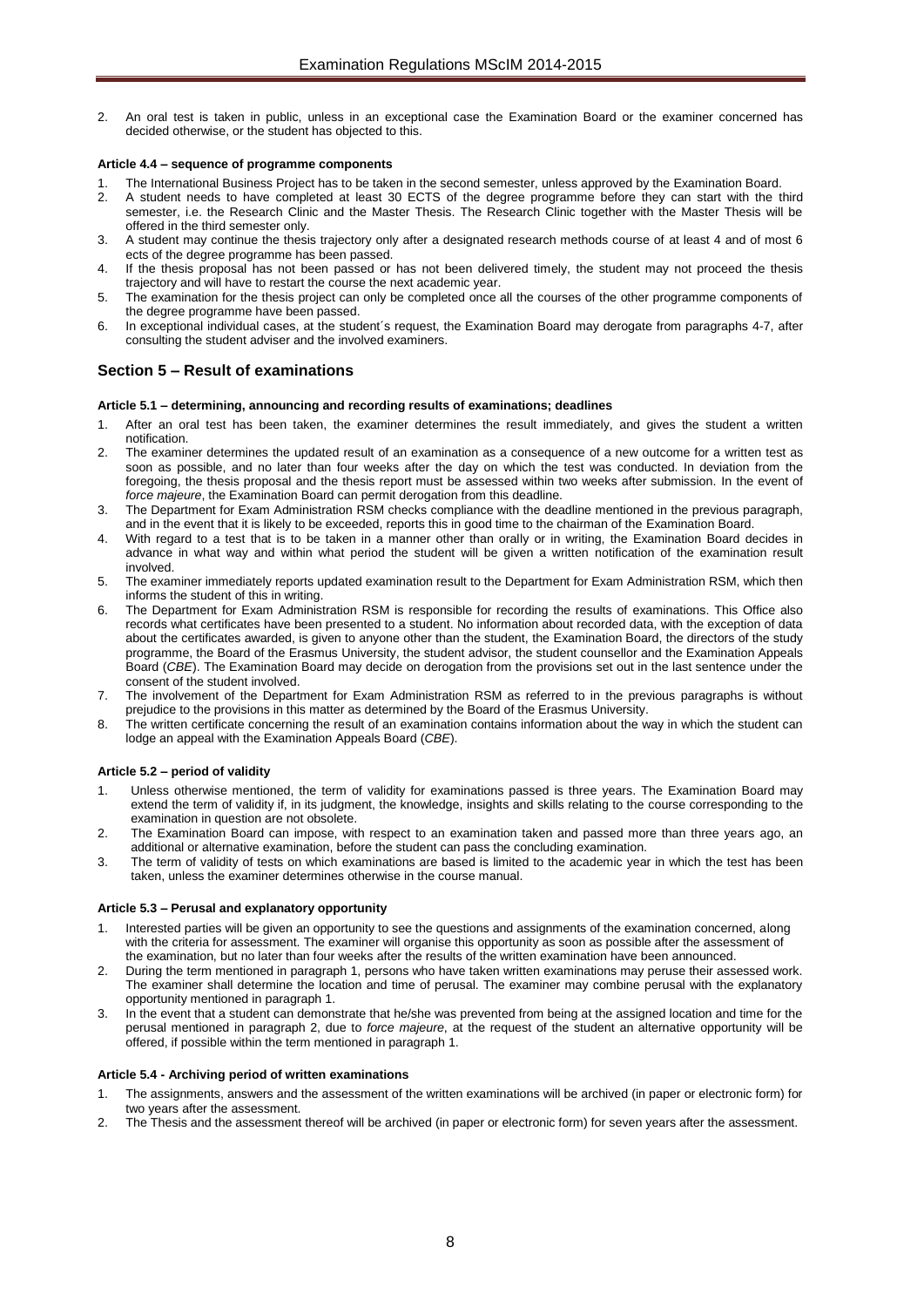2. An oral test is taken in public, unless in an exceptional case the Examination Board or the examiner concerned has decided otherwise, or the student has objected to this.

#### Article 4.4 – sequence of programme components

1. The International Business Project has to be taken in the second semester, unless approved by the Examination Board.
2. A student needs to have completed at least 30 ECTS of the degree programme before they can start with the third semester, i.e. the Research Clinic and the Master Thesis. The Research Clinic together with the Master Thesis will be offered in the third semester only.
3. A student may continue the thesis trajectory only after a designated research methods course of at least 4 and of most 6 ects of the degree programme has been passed.
4. If the thesis proposal has not been passed or has not been delivered timely, the student may not proceed the thesis trajectory and will have to restart the course the next academic year.
5. The examination for the thesis project can only be completed once all the courses of the other programme components of the degree programme have been passed.
6. In exceptional individual cases, at the student´s request, the Examination Board may derogate from paragraphs 4-7, after consulting the student adviser and the involved examiners.

## Section 5 – Result of examinations

#### Article 5.1 – determining, announcing and recording results of examinations; deadlines

1. After an oral test has been taken, the examiner determines the result immediately, and gives the student a written notification.
2. The examiner determines the updated result of an examination as a consequence of a new outcome for a written test as soon as possible, and no later than four weeks after the day on which the test was conducted. In deviation from the foregoing, the thesis proposal and the thesis report must be assessed within two weeks after submission. In the event of *force majeure*, the Examination Board can permit derogation from this deadline.
3. The Department for Exam Administration RSM checks compliance with the deadline mentioned in the previous paragraph, and in the event that it is likely to be exceeded, reports this in good time to the chairman of the Examination Board.
4. With regard to a test that is to be taken in a manner other than orally or in writing, the Examination Board decides in advance in what way and within what period the student will be given a written notification of the examination result involved.
5. The examiner immediately reports updated examination result to the Department for Exam Administration RSM, which then informs the student of this in writing.
6. The Department for Exam Administration RSM is responsible for recording the results of examinations. This Office also records what certificates have been presented to a student. No information about recorded data, with the exception of data about the certificates awarded, is given to anyone other than the student, the Examination Board, the directors of the study programme, the Board of the Erasmus University, the student advisor, the student counsellor and the Examination Appeals Board (*CBE*). The Examination Board may decide on derogation from the provisions set out in the last sentence under the consent of the student involved.
7. The involvement of the Department for Exam Administration RSM as referred to in the previous paragraphs is without prejudice to the provisions in this matter as determined by the Board of the Erasmus University.
8. The written certificate concerning the result of an examination contains information about the way in which the student can lodge an appeal with the Examination Appeals Board (*CBE*).

#### Article 5.2 – period of validity

1. Unless otherwise mentioned, the term of validity for examinations passed is three years. The Examination Board may extend the term of validity if, in its judgment, the knowledge, insights and skills relating to the course corresponding to the examination in question are not obsolete.
2. The Examination Board can impose, with respect to an examination taken and passed more than three years ago, an additional or alternative examination, before the student can pass the concluding examination.
3. The term of validity of tests on which examinations are based is limited to the academic year in which the test has been taken, unless the examiner determines otherwise in the course manual.

#### Article 5.3 – Perusal and explanatory opportunity

1. Interested parties will be given an opportunity to see the questions and assignments of the examination concerned, along with the criteria for assessment. The examiner will organise this opportunity as soon as possible after the assessment of the examination, but no later than four weeks after the results of the written examination have been announced.
2. During the term mentioned in paragraph 1, persons who have taken written examinations may peruse their assessed work. The examiner shall determine the location and time of perusal. The examiner may combine perusal with the explanatory opportunity mentioned in paragraph 1.
3. In the event that a student can demonstrate that he/she was prevented from being at the assigned location and time for the perusal mentioned in paragraph 2, due to *force majeure*, at the request of the student an alternative opportunity will be offered, if possible within the term mentioned in paragraph 1.

#### Article 5.4 - Archiving period of written examinations

1. The assignments, answers and the assessment of the written examinations will be archived (in paper or electronic form) for two years after the assessment.
2. The Thesis and the assessment thereof will be archived (in paper or electronic form) for seven years after the assessment.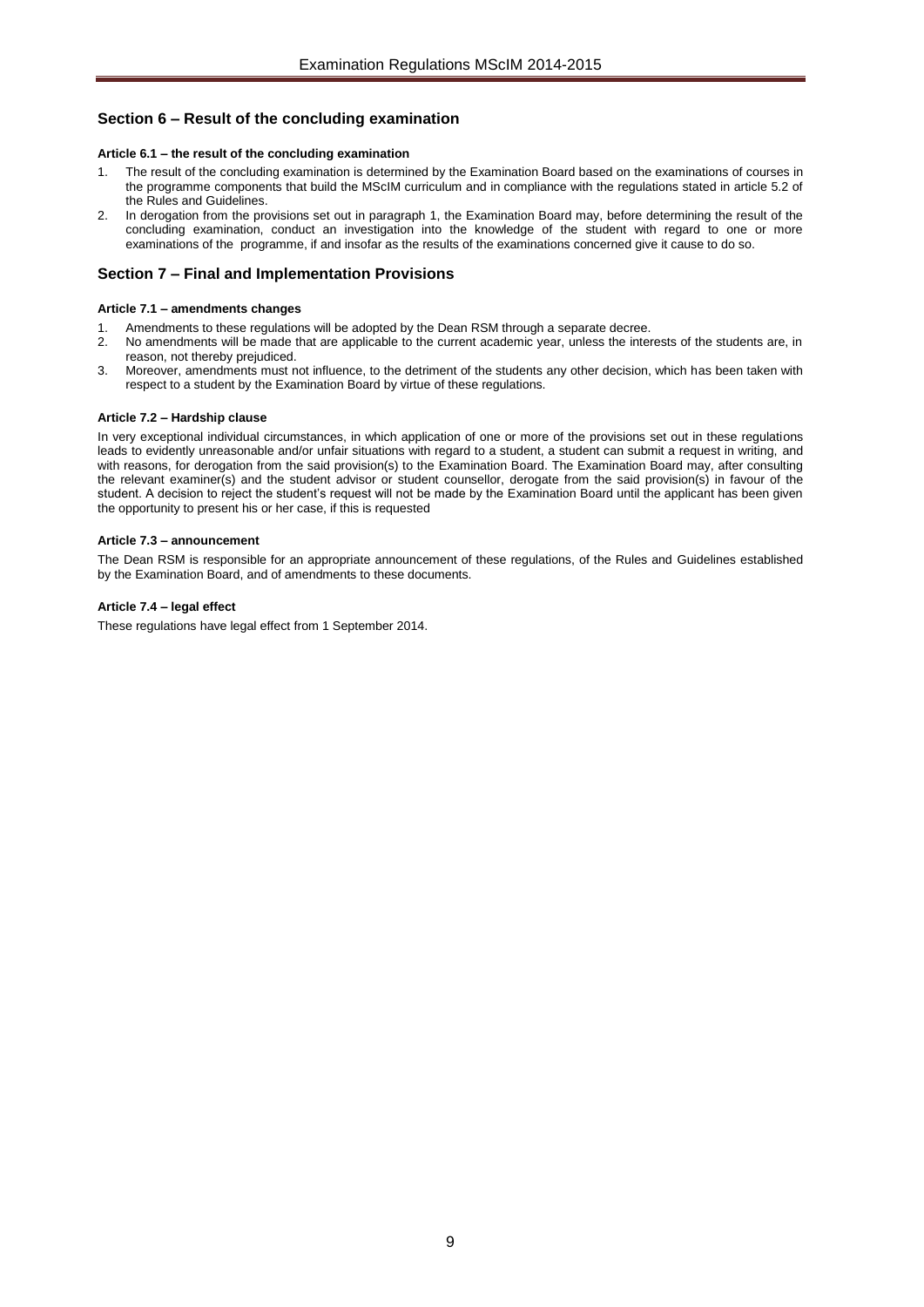## Section 6 – Result of the concluding examination

#### Article 6.1 – the result of the concluding examination

1. The result of the concluding examination is determined by the Examination Board based on the examinations of courses in the programme components that build the MScIM curriculum and in compliance with the regulations stated in article 5.2 of the Rules and Guidelines.
2. In derogation from the provisions set out in paragraph 1, the Examination Board may, before determining the result of the concluding examination, conduct an investigation into the knowledge of the student with regard to one or more examinations of the programme, if and insofar as the results of the examinations concerned give it cause to do so.

## Section 7 – Final and Implementation Provisions

#### Article 7.1 – amendments changes

1. Amendments to these regulations will be adopted by the Dean RSM through a separate decree.
2. No amendments will be made that are applicable to the current academic year, unless the interests of the students are, in reason, not thereby prejudiced.
3. Moreover, amendments must not influence, to the detriment of the students any other decision, which has been taken with respect to a student by the Examination Board by virtue of these regulations.

#### Article 7.2 – Hardship clause

In very exceptional individual circumstances, in which application of one or more of the provisions set out in these regulations leads to evidently unreasonable and/or unfair situations with regard to a student, a student can submit a request in writing, and with reasons, for derogation from the said provision(s) to the Examination Board. The Examination Board may, after consulting the relevant examiner(s) and the student advisor or student counsellor, derogate from the said provision(s) in favour of the student. A decision to reject the student's request will not be made by the Examination Board until the applicant has been given the opportunity to present his or her case, if this is requested

#### Article 7.3 – announcement

The Dean RSM is responsible for an appropriate announcement of these regulations, of the Rules and Guidelines established by the Examination Board, and of amendments to these documents.

#### Article 7.4 – legal effect

These regulations have legal effect from 1 September 2014.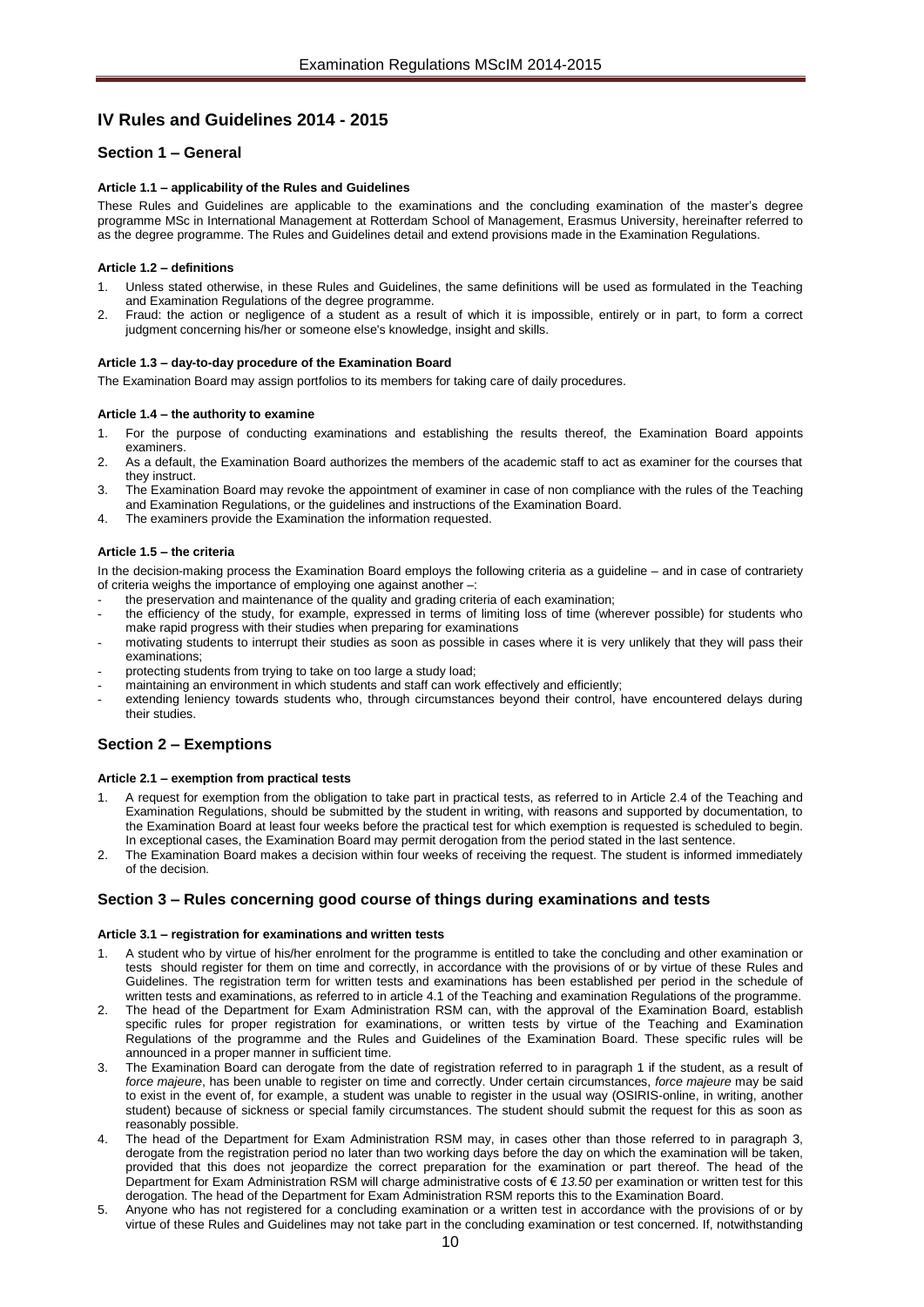## IV Rules and Guidelines 2014 - 2015

### Section 1 – General

#### Article 1.1 – applicability of the Rules and Guidelines

These Rules and Guidelines are applicable to the examinations and the concluding examination of the master's degree programme MSc in International Management at Rotterdam School of Management, Erasmus University, hereinafter referred to as the degree programme. The Rules and Guidelines detail and extend provisions made in the Examination Regulations.

#### Article 1.2 – definitions

1. Unless stated otherwise, in these Rules and Guidelines, the same definitions will be used as formulated in the Teaching and Examination Regulations of the degree programme.
2. Fraud: the action or negligence of a student as a result of which it is impossible, entirely or in part, to form a correct judgment concerning his/her or someone else's knowledge, insight and skills.

#### Article 1.3 – day-to-day procedure of the Examination Board

The Examination Board may assign portfolios to its members for taking care of daily procedures.

#### Article 1.4 – the authority to examine

1. For the purpose of conducting examinations and establishing the results thereof, the Examination Board appoints examiners.
2. As a default, the Examination Board authorizes the members of the academic staff to act as examiner for the courses that they instruct.
3. The Examination Board may revoke the appointment of examiner in case of non compliance with the rules of the Teaching and Examination Regulations, or the guidelines and instructions of the Examination Board.
4. The examiners provide the Examination the information requested.

#### Article 1.5 – the criteria

In the decision-making process the Examination Board employs the following criteria as a guideline – and in case of contrariety of criteria weighs the importance of employing one against another –:

- the preservation and maintenance of the quality and grading criteria of each examination;
- the efficiency of the study, for example, expressed in terms of limiting loss of time (wherever possible) for students who make rapid progress with their studies when preparing for examinations
- motivating students to interrupt their studies as soon as possible in cases where it is very unlikely that they will pass their examinations;
- protecting students from trying to take on too large a study load;
- maintaining an environment in which students and staff can work effectively and efficiently;
- extending leniency towards students who, through circumstances beyond their control, have encountered delays during their studies.

### Section 2 – Exemptions

#### Article 2.1 – exemption from practical tests

1. A request for exemption from the obligation to take part in practical tests, as referred to in Article 2.4 of the Teaching and Examination Regulations, should be submitted by the student in writing, with reasons and supported by documentation, to the Examination Board at least four weeks before the practical test for which exemption is requested is scheduled to begin. In exceptional cases, the Examination Board may permit derogation from the period stated in the last sentence.
2. The Examination Board makes a decision within four weeks of receiving the request. The student is informed immediately of the decision.

### Section 3 – Rules concerning good course of things during examinations and tests

#### Article 3.1 – registration for examinations and written tests

1. A student who by virtue of his/her enrolment for the programme is entitled to take the concluding and other examination or tests should register for them on time and correctly, in accordance with the provisions of or by virtue of these Rules and Guidelines. The registration term for written tests and examinations has been established per period in the schedule of written tests and examinations, as referred to in article 4.1 of the Teaching and examination Regulations of the programme.
2. The head of the Department for Exam Administration RSM can, with the approval of the Examination Board, establish specific rules for proper registration for examinations, or written tests by virtue of the Teaching and Examination Regulations of the programme and the Rules and Guidelines of the Examination Board. These specific rules will be announced in a proper manner in sufficient time.
3. The Examination Board can derogate from the date of registration referred to in paragraph 1 if the student, as a result of *force majeure*, has been unable to register on time and correctly. Under certain circumstances, *force majeure* may be said to exist in the event of, for example, a student was unable to register in the usual way (OSIRIS-online, in writing, another student) because of sickness or special family circumstances. The student should submit the request for this as soon as reasonably possible.
4. The head of the Department for Exam Administration RSM may, in cases other than those referred to in paragraph 3, derogate from the registration period no later than two working days before the day on which the examination will be taken, provided that this does not jeopardize the correct preparation for the examination or part thereof. The head of the Department for Exam Administration RSM will charge administrative costs of *€ 13.50* per examination or written test for this derogation. The head of the Department for Exam Administration RSM reports this to the Examination Board.
5. Anyone who has not registered for a concluding examination or a written test in accordance with the provisions of or by virtue of these Rules and Guidelines may not take part in the concluding examination or test concerned. If, notwithstanding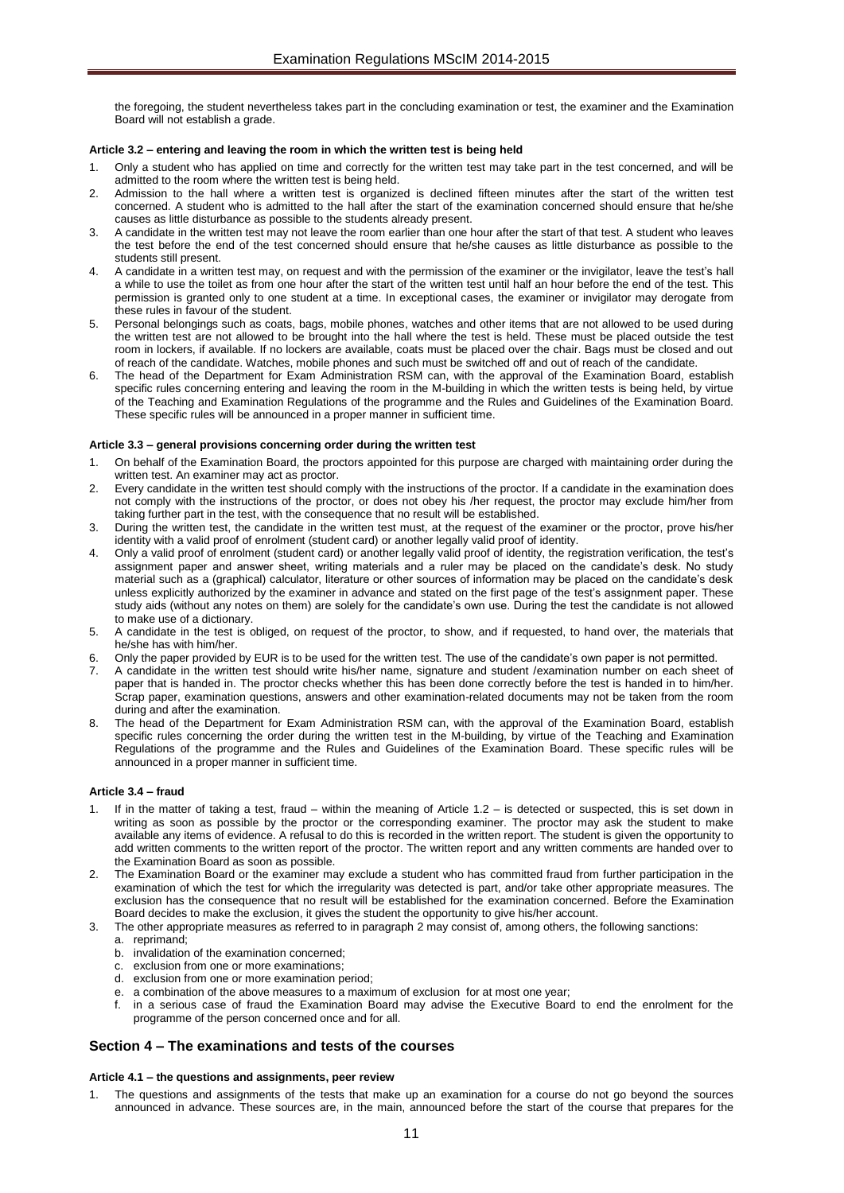the foregoing, the student nevertheless takes part in the concluding examination or test, the examiner and the Examination Board will not establish a grade.

#### Article 3.2 – entering and leaving the room in which the written test is being held

1. Only a student who has applied on time and correctly for the written test may take part in the test concerned, and will be admitted to the room where the written test is being held.
2. Admission to the hall where a written test is organized is declined fifteen minutes after the start of the written test concerned. A student who is admitted to the hall after the start of the examination concerned should ensure that he/she causes as little disturbance as possible to the students already present.
3. A candidate in the written test may not leave the room earlier than one hour after the start of that test. A student who leaves the test before the end of the test concerned should ensure that he/she causes as little disturbance as possible to the students still present.
4. A candidate in a written test may, on request and with the permission of the examiner or the invigilator, leave the test's hall a while to use the toilet as from one hour after the start of the written test until half an hour before the end of the test. This permission is granted only to one student at a time. In exceptional cases, the examiner or invigilator may derogate from these rules in favour of the student.
5. Personal belongings such as coats, bags, mobile phones, watches and other items that are not allowed to be used during the written test are not allowed to be brought into the hall where the test is held. These must be placed outside the test room in lockers, if available. If no lockers are available, coats must be placed over the chair. Bags must be closed and out of reach of the candidate. Watches, mobile phones and such must be switched off and out of reach of the candidate.
6. The head of the Department for Exam Administration RSM can, with the approval of the Examination Board, establish specific rules concerning entering and leaving the room in the M-building in which the written tests is being held, by virtue of the Teaching and Examination Regulations of the programme and the Rules and Guidelines of the Examination Board. These specific rules will be announced in a proper manner in sufficient time.

#### Article 3.3 – general provisions concerning order during the written test

1. On behalf of the Examination Board, the proctors appointed for this purpose are charged with maintaining order during the written test. An examiner may act as proctor.
2. Every candidate in the written test should comply with the instructions of the proctor. If a candidate in the examination does not comply with the instructions of the proctor, or does not obey his /her request, the proctor may exclude him/her from taking further part in the test, with the consequence that no result will be established.
3. During the written test, the candidate in the written test must, at the request of the examiner or the proctor, prove his/her identity with a valid proof of enrolment (student card) or another legally valid proof of identity.
4. Only a valid proof of enrolment (student card) or another legally valid proof of identity, the registration verification, the test's assignment paper and answer sheet, writing materials and a ruler may be placed on the candidate's desk. No study material such as a (graphical) calculator, literature or other sources of information may be placed on the candidate's desk unless explicitly authorized by the examiner in advance and stated on the first page of the test's assignment paper. These study aids (without any notes on them) are solely for the candidate's own use. During the test the candidate is not allowed to make use of a dictionary.
5. A candidate in the test is obliged, on request of the proctor, to show, and if requested, to hand over, the materials that he/she has with him/her.
6. Only the paper provided by EUR is to be used for the written test. The use of the candidate's own paper is not permitted.
7. A candidate in the written test should write his/her name, signature and student /examination number on each sheet of paper that is handed in. The proctor checks whether this has been done correctly before the test is handed in to him/her. Scrap paper, examination questions, answers and other examination-related documents may not be taken from the room during and after the examination.
8. The head of the Department for Exam Administration RSM can, with the approval of the Examination Board, establish specific rules concerning the order during the written test in the M-building, by virtue of the Teaching and Examination Regulations of the programme and the Rules and Guidelines of the Examination Board. These specific rules will be announced in a proper manner in sufficient time.

#### Article 3.4 – fraud

1. If in the matter of taking a test, fraud – within the meaning of Article 1.2 – is detected or suspected, this is set down in writing as soon as possible by the proctor or the corresponding examiner. The proctor may ask the student to make available any items of evidence. A refusal to do this is recorded in the written report. The student is given the opportunity to add written comments to the written report of the proctor. The written report and any written comments are handed over to the Examination Board as soon as possible.
2. The Examination Board or the examiner may exclude a student who has committed fraud from further participation in the examination of which the test for which the irregularity was detected is part, and/or take other appropriate measures. The exclusion has the consequence that no result will be established for the examination concerned. Before the Examination Board decides to make the exclusion, it gives the student the opportunity to give his/her account.
3. The other appropriate measures as referred to in paragraph 2 may consist of, among others, the following sanctions:
   a. reprimand;
   b. invalidation of the examination concerned;
   c. exclusion from one or more examinations;
   d. exclusion from one or more examination period;
   e. a combination of the above measures to a maximum of exclusion for at most one year;
   f. in a serious case of fraud the Examination Board may advise the Executive Board to end the enrolment for the programme of the person concerned once and for all.

## Section 4 – The examinations and tests of the courses

#### Article 4.1 – the questions and assignments, peer review

1. The questions and assignments of the tests that make up an examination for a course do not go beyond the sources announced in advance. These sources are, in the main, announced before the start of the course that prepares for the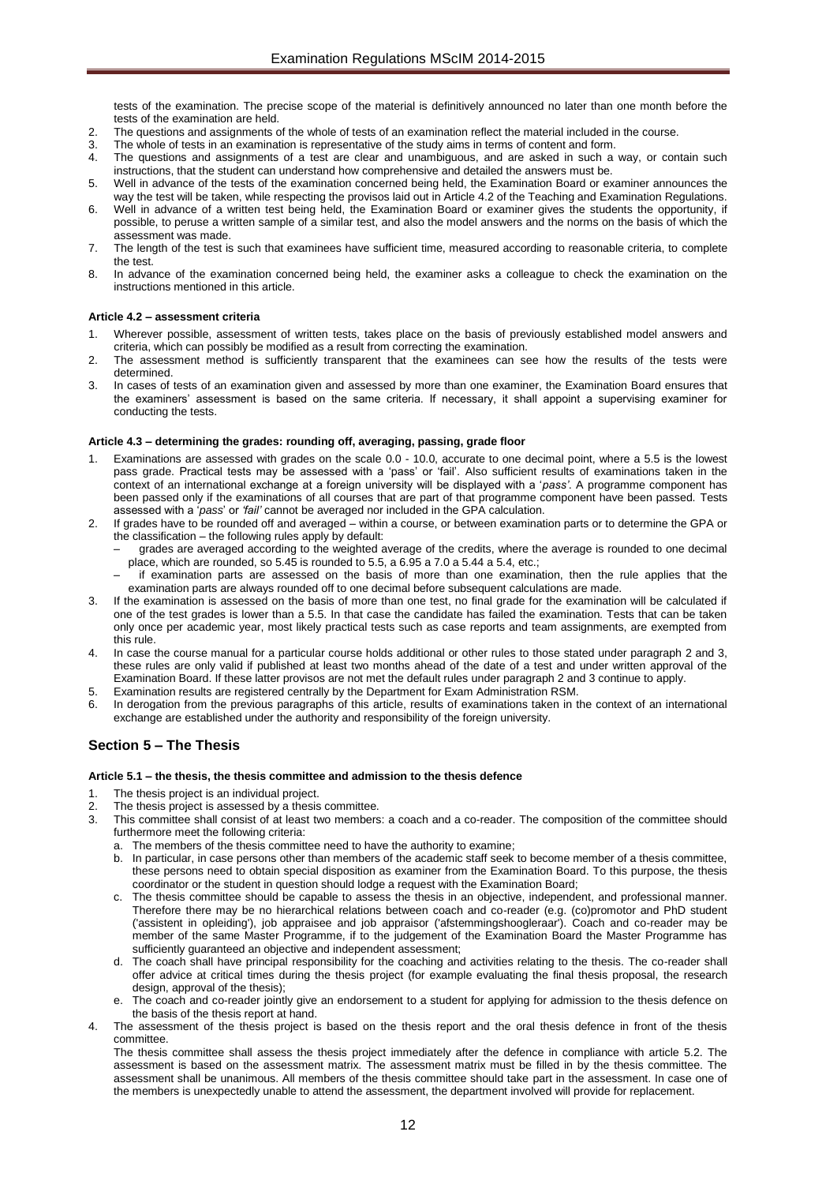tests of the examination. The precise scope of the material is definitively announced no later than one month before the tests of the examination are held.

2. The questions and assignments of the whole of tests of an examination reflect the material included in the course.
3. The whole of tests in an examination is representative of the study aims in terms of content and form.
4. The questions and assignments of a test are clear and unambiguous, and are asked in such a way, or contain such instructions, that the student can understand how comprehensive and detailed the answers must be.
5. Well in advance of the tests of the examination concerned being held, the Examination Board or examiner announces the way the test will be taken, while respecting the provisos laid out in Article 4.2 of the Teaching and Examination Regulations.
6. Well in advance of a written test being held, the Examination Board or examiner gives the students the opportunity, if possible, to peruse a written sample of a similar test, and also the model answers and the norms on the basis of which the assessment was made.
7. The length of the test is such that examinees have sufficient time, measured according to reasonable criteria, to complete the test.
8. In advance of the examination concerned being held, the examiner asks a colleague to check the examination on the instructions mentioned in this article.

#### Article 4.2 – assessment criteria

1. Wherever possible, assessment of written tests, takes place on the basis of previously established model answers and criteria, which can possibly be modified as a result from correcting the examination.
2. The assessment method is sufficiently transparent that the examinees can see how the results of the tests were determined.
3. In cases of tests of an examination given and assessed by more than one examiner, the Examination Board ensures that the examiners' assessment is based on the same criteria. If necessary, it shall appoint a supervising examiner for conducting the tests.

#### Article 4.3 – determining the grades: rounding off, averaging, passing, grade floor

1. Examinations are assessed with grades on the scale 0.0 - 10.0, accurate to one decimal point, where a 5.5 is the lowest pass grade. Practical tests may be assessed with a 'pass' or 'fail'. Also sufficient results of examinations taken in the context of an international exchange at a foreign university will be displayed with a '*pass'*. A programme component has been passed only if the examinations of all courses that are part of that programme component have been passed. Tests assessed with a '*pass*' or *'fail'* cannot be averaged nor included in the GPA calculation.
2. If grades have to be rounded off and averaged – within a course, or between examination parts or to determine the GPA or the classification – the following rules apply by default:
   - grades are averaged according to the weighted average of the credits, where the average is rounded to one decimal place, which are rounded, so 5.45 is rounded to 5.5, a 6.95 a 7.0 a 5.44 a 5.4, etc.;
   - if examination parts are assessed on the basis of more than one examination, then the rule applies that the examination parts are always rounded off to one decimal before subsequent calculations are made.
3. If the examination is assessed on the basis of more than one test, no final grade for the examination will be calculated if one of the test grades is lower than a 5.5. In that case the candidate has failed the examination. Tests that can be taken only once per academic year, most likely practical tests such as case reports and team assignments, are exempted from this rule.
4. In case the course manual for a particular course holds additional or other rules to those stated under paragraph 2 and 3, these rules are only valid if published at least two months ahead of the date of a test and under written approval of the Examination Board. If these latter provisos are not met the default rules under paragraph 2 and 3 continue to apply.
5. Examination results are registered centrally by the Department for Exam Administration RSM.
6. In derogation from the previous paragraphs of this article, results of examinations taken in the context of an international exchange are established under the authority and responsibility of the foreign university.

## Section 5 – The Thesis

#### Article 5.1 – the thesis, the thesis committee and admission to the thesis defence

1. The thesis project is an individual project.
2. The thesis project is assessed by a thesis committee.
3. This committee shall consist of at least two members: a coach and a co-reader. The composition of the committee should furthermore meet the following criteria:
   a. The members of the thesis committee need to have the authority to examine;
   b. In particular, in case persons other than members of the academic staff seek to become member of a thesis committee, these persons need to obtain special disposition as examiner from the Examination Board. To this purpose, the thesis coordinator or the student in question should lodge a request with the Examination Board;
   c. The thesis committee should be capable to assess the thesis in an objective, independent, and professional manner. Therefore there may be no hierarchical relations between coach and co-reader (e.g. (co)promotor and PhD student ('assistent in opleiding'), job appraisee and job appraisor ('afstemmingshoogleraar'). Coach and co-reader may be member of the same Master Programme, if to the judgement of the Examination Board the Master Programme has sufficiently guaranteed an objective and independent assessment;
   d. The coach shall have principal responsibility for the coaching and activities relating to the thesis. The co-reader shall offer advice at critical times during the thesis project (for example evaluating the final thesis proposal, the research design, approval of the thesis);
   e. The coach and co-reader jointly give an endorsement to a student for applying for admission to the thesis defence on the basis of the thesis report at hand.
4. The assessment of the thesis project is based on the thesis report and the oral thesis defence in front of the thesis committee.

   The thesis committee shall assess the thesis project immediately after the defence in compliance with article 5.2. The assessment is based on the assessment matrix. The assessment matrix must be filled in by the thesis committee. The assessment shall be unanimous. All members of the thesis committee should take part in the assessment. In case one of the members is unexpectedly unable to attend the assessment, the department involved will provide for replacement.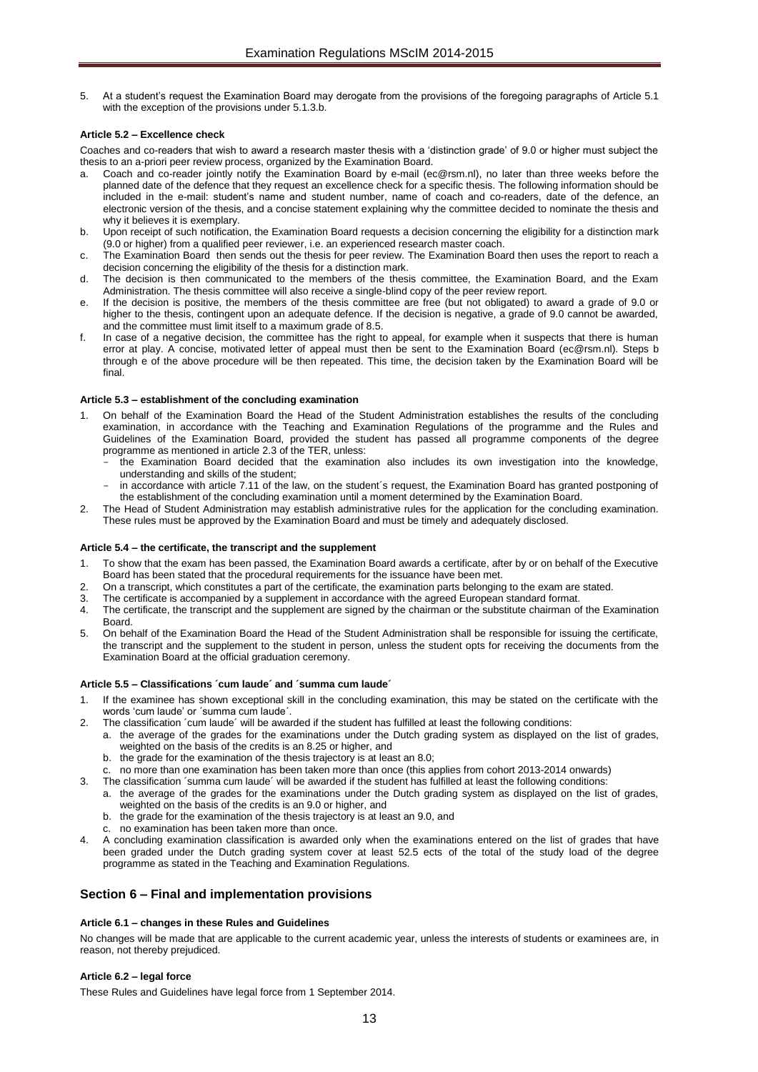5. At a student's request the Examination Board may derogate from the provisions of the foregoing paragraphs of Article 5.1 with the exception of the provisions under 5.1.3.b.

#### Article 5.2 – Excellence check

Coaches and co-readers that wish to award a research master thesis with a 'distinction grade' of 9.0 or higher must subject the thesis to an a-priori peer review process, organized by the Examination Board.

a. Coach and co-reader jointly notify the Examination Board by e-mail (ec@rsm.nl), no later than three weeks before the planned date of the defence that they request an excellence check for a specific thesis. The following information should be included in the e-mail: student's name and student number, name of coach and co-readers, date of the defence, an electronic version of the thesis, and a concise statement explaining why the committee decided to nominate the thesis and why it believes it is exemplary.
b. Upon receipt of such notification, the Examination Board requests a decision concerning the eligibility for a distinction mark (9.0 or higher) from a qualified peer reviewer, i.e. an experienced research master coach.
c. The Examination Board then sends out the thesis for peer review. The Examination Board then uses the report to reach a decision concerning the eligibility of the thesis for a distinction mark.
d. The decision is then communicated to the members of the thesis committee, the Examination Board, and the Exam Administration. The thesis committee will also receive a single-blind copy of the peer review report.
e. If the decision is positive, the members of the thesis committee are free (but not obligated) to award a grade of 9.0 or higher to the thesis, contingent upon an adequate defence. If the decision is negative, a grade of 9.0 cannot be awarded, and the committee must limit itself to a maximum grade of 8.5.
f. In case of a negative decision, the committee has the right to appeal, for example when it suspects that there is human error at play. A concise, motivated letter of appeal must then be sent to the Examination Board (ec@rsm.nl). Steps b through e of the above procedure will be then repeated. This time, the decision taken by the Examination Board will be final.

#### Article 5.3 – establishment of the concluding examination

1. On behalf of the Examination Board the Head of the Student Administration establishes the results of the concluding examination, in accordance with the Teaching and Examination Regulations of the programme and the Rules and Guidelines of the Examination Board, provided the student has passed all programme components of the degree programme as mentioned in article 2.3 of the TER, unless:
   - the Examination Board decided that the examination also includes its own investigation into the knowledge, understanding and skills of the student;
   - in accordance with article 7.11 of the law, on the student´s request, the Examination Board has granted postponing of the establishment of the concluding examination until a moment determined by the Examination Board.
2. The Head of Student Administration may establish administrative rules for the application for the concluding examination. These rules must be approved by the Examination Board and must be timely and adequately disclosed.

#### Article 5.4 – the certificate, the transcript and the supplement

1. To show that the exam has been passed, the Examination Board awards a certificate, after by or on behalf of the Executive Board has been stated that the procedural requirements for the issuance have been met.
2. On a transcript, which constitutes a part of the certificate, the examination parts belonging to the exam are stated.
3. The certificate is accompanied by a supplement in accordance with the agreed European standard format.
4. The certificate, the transcript and the supplement are signed by the chairman or the substitute chairman of the Examination Board.
5. On behalf of the Examination Board the Head of the Student Administration shall be responsible for issuing the certificate, the transcript and the supplement to the student in person, unless the student opts for receiving the documents from the Examination Board at the official graduation ceremony.

#### Article 5.5 – Classifications ´cum laude´ and ´summa cum laude´

1. If the examinee has shown exceptional skill in the concluding examination, this may be stated on the certificate with the words 'cum laude' or ´summa cum laude´.
2. The classification ´cum laude´ will be awarded if the student has fulfilled at least the following conditions:
   a. the average of the grades for the examinations under the Dutch grading system as displayed on the list of grades, weighted on the basis of the credits is an 8.25 or higher, and
   b. the grade for the examination of the thesis trajectory is at least an 8.0;
   c. no more than one examination has been taken more than once (this applies from cohort 2013-2014 onwards)
3. The classification ´summa cum laude´ will be awarded if the student has fulfilled at least the following conditions:
   a. the average of the grades for the examinations under the Dutch grading system as displayed on the list of grades, weighted on the basis of the credits is an 9.0 or higher, and
   b. the grade for the examination of the thesis trajectory is at least an 9.0, and
   c. no examination has been taken more than once.
4. A concluding examination classification is awarded only when the examinations entered on the list of grades that have been graded under the Dutch grading system cover at least 52.5 ects of the total of the study load of the degree programme as stated in the Teaching and Examination Regulations.

## Section 6 – Final and implementation provisions

#### Article 6.1 – changes in these Rules and Guidelines

No changes will be made that are applicable to the current academic year, unless the interests of students or examinees are, in reason, not thereby prejudiced.

#### Article 6.2 – legal force

These Rules and Guidelines have legal force from 1 September 2014.